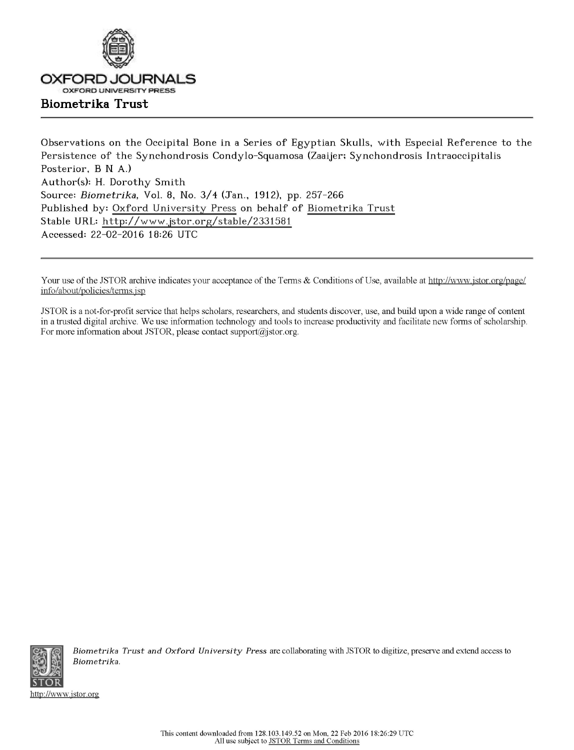OXFORD JOURNALS

OXFORD UNIVERSITY PRESS

**Biometrika Trust**

---

Observations on the Occipital Bone in a Series of Egyptian Skulls, with Especial Reference to the Persistence of the Synchondrosis Condylo-Squamosa (Zaaijer; Synchondrosis Intraoccipitalis Posterior, B N A.)

Author(s): H. Dorothy Smith

Source: *Biometrika*, Vol. 8, No. 3/4 (Jan., 1912), pp. 257-266

Published by: Oxford University Press on behalf of Biometrika Trust

Stable URL: http://www.jstor.org/stable/2331581

Accessed: 22-02-2016 18:26 UTC

---

Your use of the JSTOR archive indicates your acceptance of the Terms & Conditions of Use, available at http://www.jstor.org/page/info/about/policies/terms.jsp

JSTOR is a not-for-profit service that helps scholars, researchers, and students discover, use, and build upon a wide range of content in a trusted digital archive. We use information technology and tools to increase productivity and facilitate new forms of scholarship. For more information about JSTOR, please contact support@jstor.org.

*Biometrika Trust and Oxford University Press* are collaborating with JSTOR to digitize, preserve and extend access to *Biometrika*.

http://www.jstor.org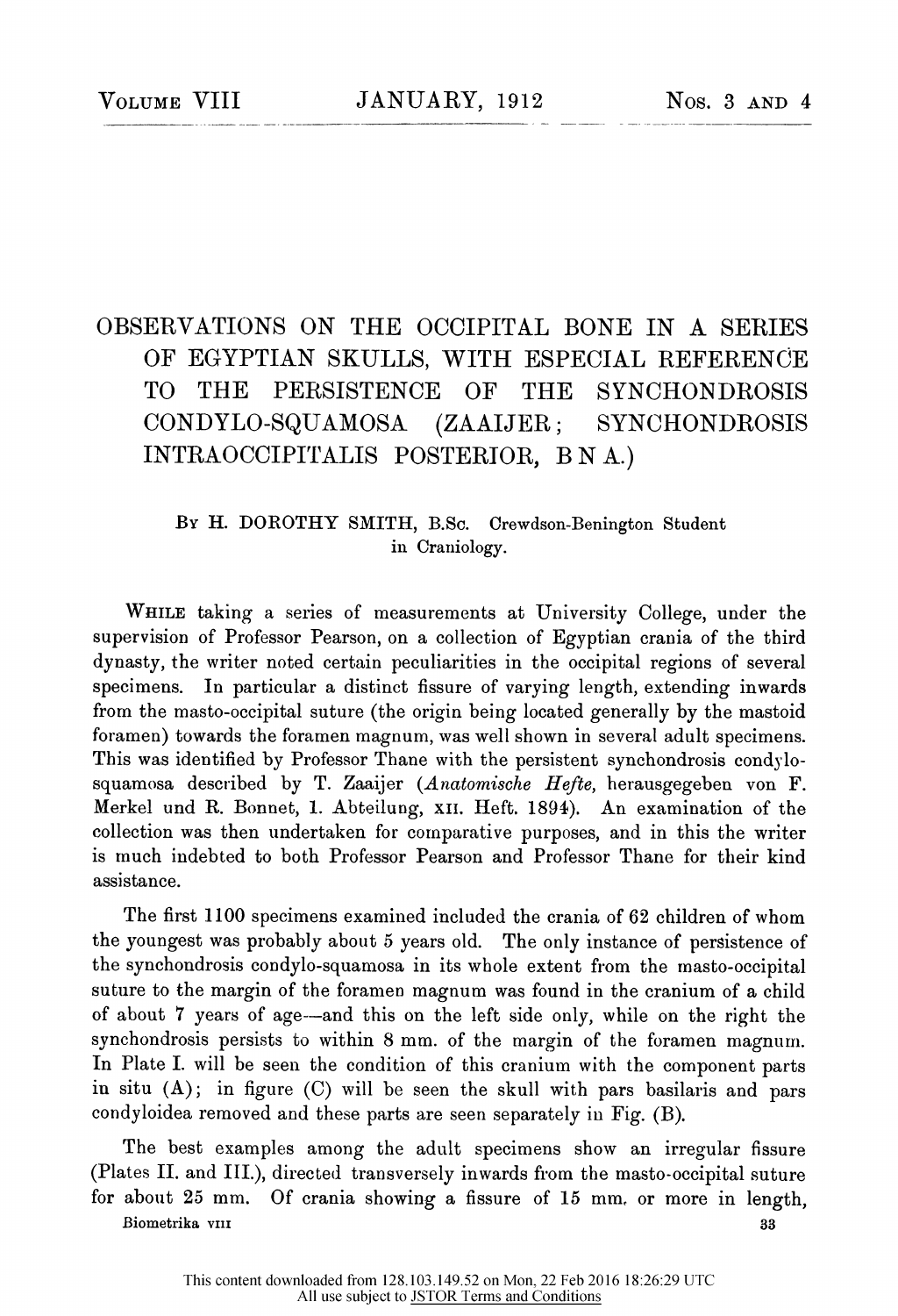# OBSERVATIONS ON THE OCCIPITAL BONE IN A SERIES OF EGYPTIAN SKULLS, WITH ESPECIAL REFERENCE TO THE PERSISTENCE OF THE SYNCHONDROSIS CONDYLO-SQUAMOSA (ZAAIJER; SYNCHONDROSIS INTRAOCCIPITALIS POSTERIOR, B N A.)

By H. DOROTHY SMITH, B.Sc. Crewdson-Benington Student in Craniology.

WHILE taking a series of measurements at University College, under the supervision of Professor Pearson, on a collection of Egyptian crania of the third dynasty, the writer noted certain peculiarities in the occipital regions of several specimens. In particular a distinct fissure of varying length, extending inwards from the masto-occipital suture (the origin being located generally by the mastoid foramen) towards the foramen magnum, was well shown in several adult specimens. This was identified by Professor Thane with the persistent synchondrosis condylo-squamosa described by T. Zaaijer (*Anatomische Hefte*, herausgegeben von F. Merkel und R. Bonnet, 1. Abteilung, XII. Heft. 1894). An examination of the collection was then undertaken for comparative purposes, and in this the writer is much indebted to both Professor Pearson and Professor Thane for their kind assistance.

The first 1100 specimens examined included the crania of 62 children of whom the youngest was probably about 5 years old. The only instance of persistence of the synchondrosis condylo-squamosa in its whole extent from the masto-occipital suture to the margin of the foramen magnum was found in the cranium of a child of about 7 years of age—and this on the left side only, while on the right the synchondrosis persists to within 8 mm. of the margin of the foramen magnum. In Plate I. will be seen the condition of this cranium with the component parts in situ (A); in figure (C) will be seen the skull with pars basilaris and pars condyloidea removed and these parts are seen separately in Fig. (B).

The best examples among the adult specimens show an irregular fissure (Plates II. and III.), directed transversely inwards from the masto-occipital suture for about 25 mm. Of crania showing a fissure of 15 mm. or more in length,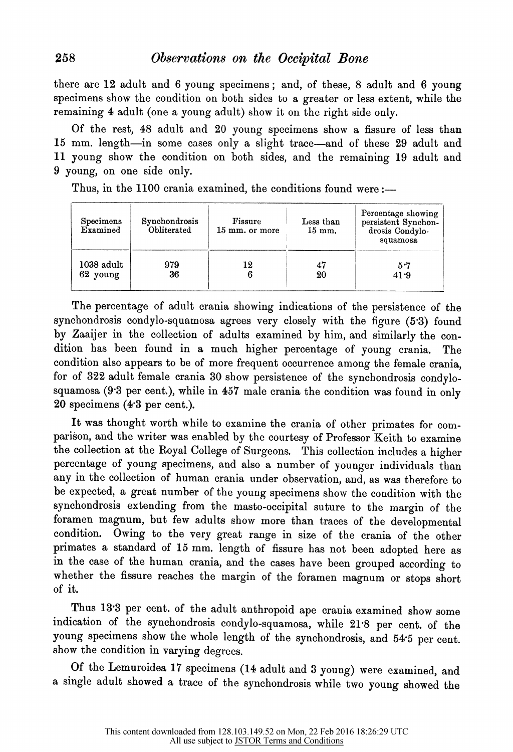there are 12 adult and 6 young specimens; and, of these, 8 adult and 6 young specimens show the condition on both sides to a greater or less extent, while the remaining 4 adult (one a young adult) show it on the right side only.

Of the rest, 48 adult and 20 young specimens show a fissure of less than 15 mm. length—in some cases only a slight trace—and of these 29 adult and 11 young show the condition on both sides, and the remaining 19 adult and 9 young, on one side only.

Thus, in the 1100 crania examined, the conditions found were:—

| Specimens Examined | Synchondrosis Obliterated | Fissure 15 mm. or more | Less than 15 mm. | Percentage showing persistent Synchondrosis Condylo-squamosa |
|---|---|---|---|---|
| 1038 adult | 979 | 12 | 47 | 5·7 |
| 62 young | 36 | 6 | 20 | 41·9 |

The percentage of adult crania showing indications of the persistence of the synchondrosis condylo-squamosa agrees very closely with the figure (5·3) found by Zaaijer in the collection of adults examined by him, and similarly the condition has been found in a much higher percentage of young crania. The condition also appears to be of more frequent occurrence among the female crania, for of 322 adult female crania 30 show persistence of the synchondrosis condylo-squamosa (9·3 per cent.), while in 457 male crania the condition was found in only 20 specimens (4·3 per cent.).

It was thought worth while to examine the crania of other primates for comparison, and the writer was enabled by the courtesy of Professor Keith to examine the collection at the Royal College of Surgeons. This collection includes a higher percentage of young specimens, and also a number of younger individuals than any in the collection of human crania under observation, and, as was therefore to be expected, a great number of the young specimens show the condition with the synchondrosis extending from the masto-occipital suture to the margin of the foramen magnum, but few adults show more than traces of the developmental condition. Owing to the very great range in size of the crania of the other primates a standard of 15 mm. length of fissure has not been adopted here as in the case of the human crania, and the cases have been grouped according to whether the fissure reaches the margin of the foramen magnum or stops short of it.

Thus 13·3 per cent. of the adult anthropoid ape crania examined show some indication of the synchondrosis condylo-squamosa, while 21·8 per cent. of the young specimens show the whole length of the synchondrosis, and 54·5 per cent. show the condition in varying degrees.

Of the Lemuroidea 17 specimens (14 adult and 3 young) were examined, and a single adult showed a trace of the synchondrosis while two young showed the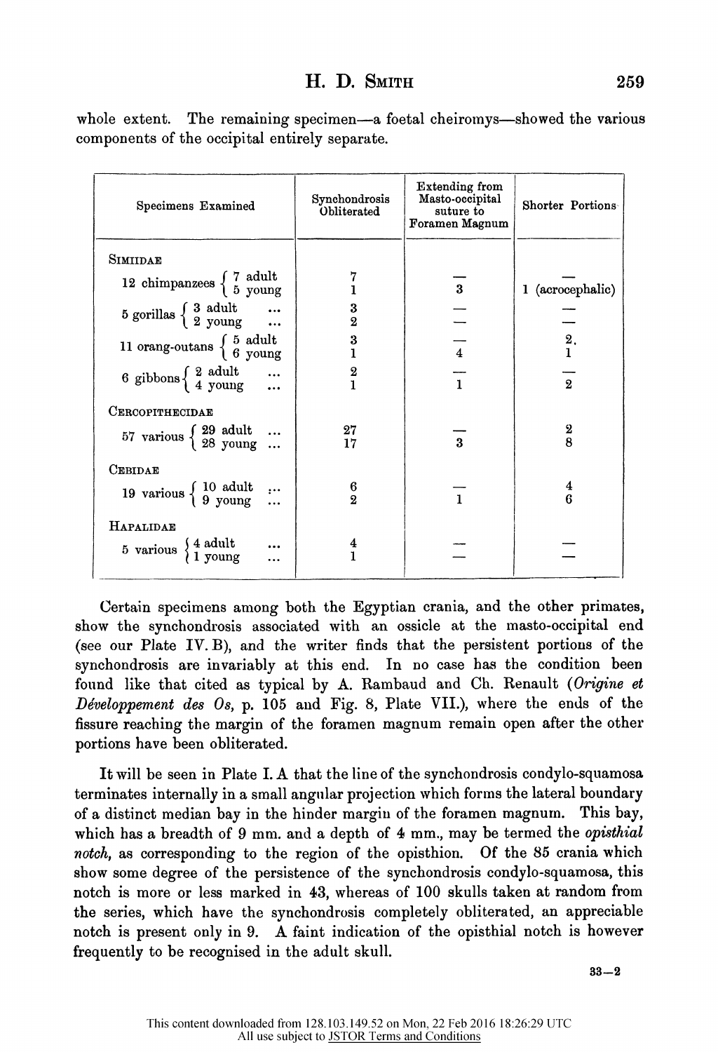whole extent. The remaining specimen—a foetal cheiromys—showed the various components of the occipital entirely separate.

| Specimens Examined | | Synchondrosis Obliterated | Extending from Masto-occipital suture to Foramen Magnum | Shorter Portions |
|---|---|---|---|---|
| **SIMIIDAE** | | | | |
| 12 chimpanzees | 7 adult | 7 | — | — |
| | 5 young | 1 | 3 | 1 (acrocephalic) |
| 5 gorillas | 3 adult ... | 3 | — | — |
| | 2 young ... | 2 | — | — |
| 11 orang-outans | 5 adult | 3 | — | 2 |
| | 6 young | 1 | 4 | 1 |
| 6 gibbons | 2 adult ... | 2 | — | — |
| | 4 young ... | 1 | 1 | 2 |
| **CERCOPITHECIDAE** | | | | |
| 57 various | 29 adult ... | 27 | — | 2 |
| | 28 young ... | 17 | 3 | 8 |
| **CEBIDAE** | | | | |
| 19 various | 10 adult ... | 6 | — | 4 |
| | 9 young ... | 2 | 1 | 6 |
| **HAPALIDAE** | | | | |
| 5 various | 4 adult ... | 4 | — | — |
| | 1 young ... | 1 | — | — |

Certain specimens among both the Egyptian crania, and the other primates, show the synchondrosis associated with an ossicle at the masto-occipital end (see our Plate IV. B), and the writer finds that the persistent portions of the synchondrosis are invariably at this end. In no case has the condition been found like that cited as typical by A. Rambaud and Ch. Renault (*Origine et Développement des Os*, p. 105 and Fig. 8, Plate VII.), where the ends of the fissure reaching the margin of the foramen magnum remain open after the other portions have been obliterated.

It will be seen in Plate I. A that the line of the synchondrosis condylo-squamosa terminates internally in a small angular projection which forms the lateral boundary of a distinct median bay in the hinder margin of the foramen magnum. This bay, which has a breadth of 9 mm. and a depth of 4 mm., may be termed the *opisthial notch,* as corresponding to the region of the opisthion. Of the 85 crania which show some degree of the persistence of the synchondrosis condylo-squamosa, this notch is more or less marked in 43, whereas of 100 skulls taken at random from the series, which have the synchondrosis completely obliterated, an appreciable notch is present only in 9. A faint indication of the opisthial notch is however frequently to be recognised in the adult skull.

33—2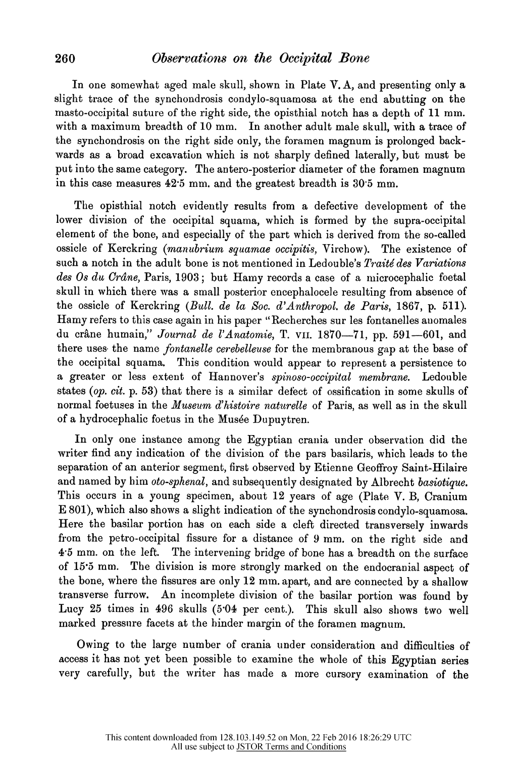In one somewhat aged male skull, shown in Plate V. A, and presenting only a slight trace of the synchondrosis condylo-squamosa at the end abutting on the masto-occipital suture of the right side, the opisthial notch has a depth of 11 mm. with a maximum breadth of 10 mm. In another adult male skull, with a trace of the synchondrosis on the right side only, the foramen magnum is prolonged backwards as a broad excavation which is not sharply defined laterally, but must be put into the same category. The antero-posterior diameter of the foramen magnum in this case measures 42·5 mm. and the greatest breadth is 30·5 mm.

The opisthial notch evidently results from a defective development of the lower division of the occipital squama, which is formed by the supra-occipital element of the bone, and especially of the part which is derived from the so-called ossicle of Kerckring (*manubrium squamae occipitis*, Virchow). The existence of such a notch in the adult bone is not mentioned in Ledouble's *Traité des Variations des Os du Crâne*, Paris, 1903; but Hamy records a case of a microcephalic foetal skull in which there was a small posterior encephalocele resulting from absence of the ossicle of Kerckring (*Bull. de la Soc. d'Anthropol. de Paris*, 1867, p. 511). Hamy refers to this case again in his paper "Recherches sur les fontanelles anomales du crâne humain," *Journal de l'Anatomie*, T. VII. 1870—71, pp. 591—601, and there uses the name *fontanelle cerebelleuse* for the membranous gap at the base of the occipital squama. This condition would appear to represent a persistence to a greater or less extent of Hannover's *spinoso-occipital membrane*. Ledouble states (*op. cit.* p. 53) that there is a similar defect of ossification in some skulls of normal foetuses in the *Museum d'histoire naturelle* of Paris, as well as in the skull of a hydrocephalic foetus in the Musée Dupuytren.

In only one instance among the Egyptian crania under observation did the writer find any indication of the division of the pars basilaris, which leads to the separation of an anterior segment, first observed by Etienne Geoffroy Saint-Hilaire and named by him *oto-sphenal*, and subsequently designated by Albrecht *basiotique*. This occurs in a young specimen, about 12 years of age (Plate V. B, Cranium E 801), which also shows a slight indication of the synchondrosis condylo-squamosa. Here the basilar portion has on each side a cleft directed transversely inwards from the petro-occipital fissure for a distance of 9 mm. on the right side and 4·5 mm. on the left. The intervening bridge of bone has a breadth on the surface of 15·5 mm. The division is more strongly marked on the endocranial aspect of the bone, where the fissures are only 12 mm. apart, and are connected by a shallow transverse furrow. An incomplete division of the basilar portion was found by Lucy 25 times in 496 skulls (5·04 per cent.). This skull also shows two well marked pressure facets at the hinder margin of the foramen magnum.

Owing to the large number of crania under consideration and difficulties of access it has not yet been possible to examine the whole of this Egyptian series very carefully, but the writer has made a more cursory examination of the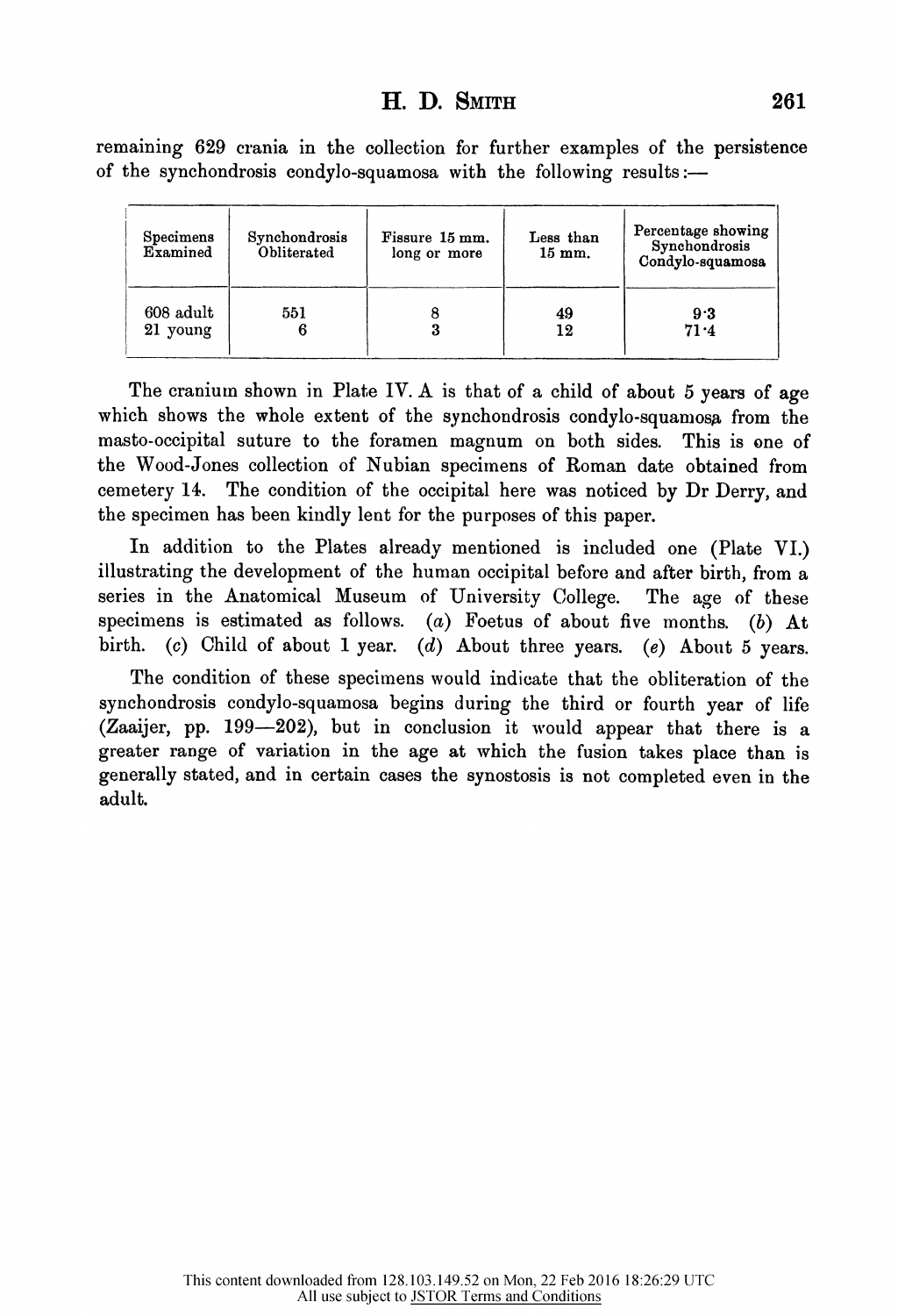remaining 629 crania in the collection for further examples of the persistence of the synchondrosis condylo-squamosa with the following results:—

| Specimens Examined | Synchondrosis Obliterated | Fissure 15 mm. long or more | Less than 15 mm. | Percentage showing Synchondrosis Condylo-squamosa |
|---|---|---|---|---|
| 608 adult | 551 | 8 | 49 | 9·3 |
| 21 young | 6 | 3 | 12 | 71·4 |

The cranium shown in Plate IV. A is that of a child of about 5 years of age which shows the whole extent of the synchondrosis condylo-squamosa from the masto-occipital suture to the foramen magnum on both sides. This is one of the Wood-Jones collection of Nubian specimens of Roman date obtained from cemetery 14. The condition of the occipital here was noticed by Dr Derry, and the specimen has been kindly lent for the purposes of this paper.

In addition to the Plates already mentioned is included one (Plate VI.) illustrating the development of the human occipital before and after birth, from a series in the Anatomical Museum of University College. The age of these specimens is estimated as follows. (*a*) Foetus of about five months. (*b*) At birth. (*c*) Child of about 1 year. (*d*) About three years. (*e*) About 5 years.

The condition of these specimens would indicate that the obliteration of the synchondrosis condylo-squamosa begins during the third or fourth year of life (Zaaijer, pp. 199—202), but in conclusion it would appear that there is a greater range of variation in the age at which the fusion takes place than is generally stated, and in certain cases the synostosis is not completed even in the adult.